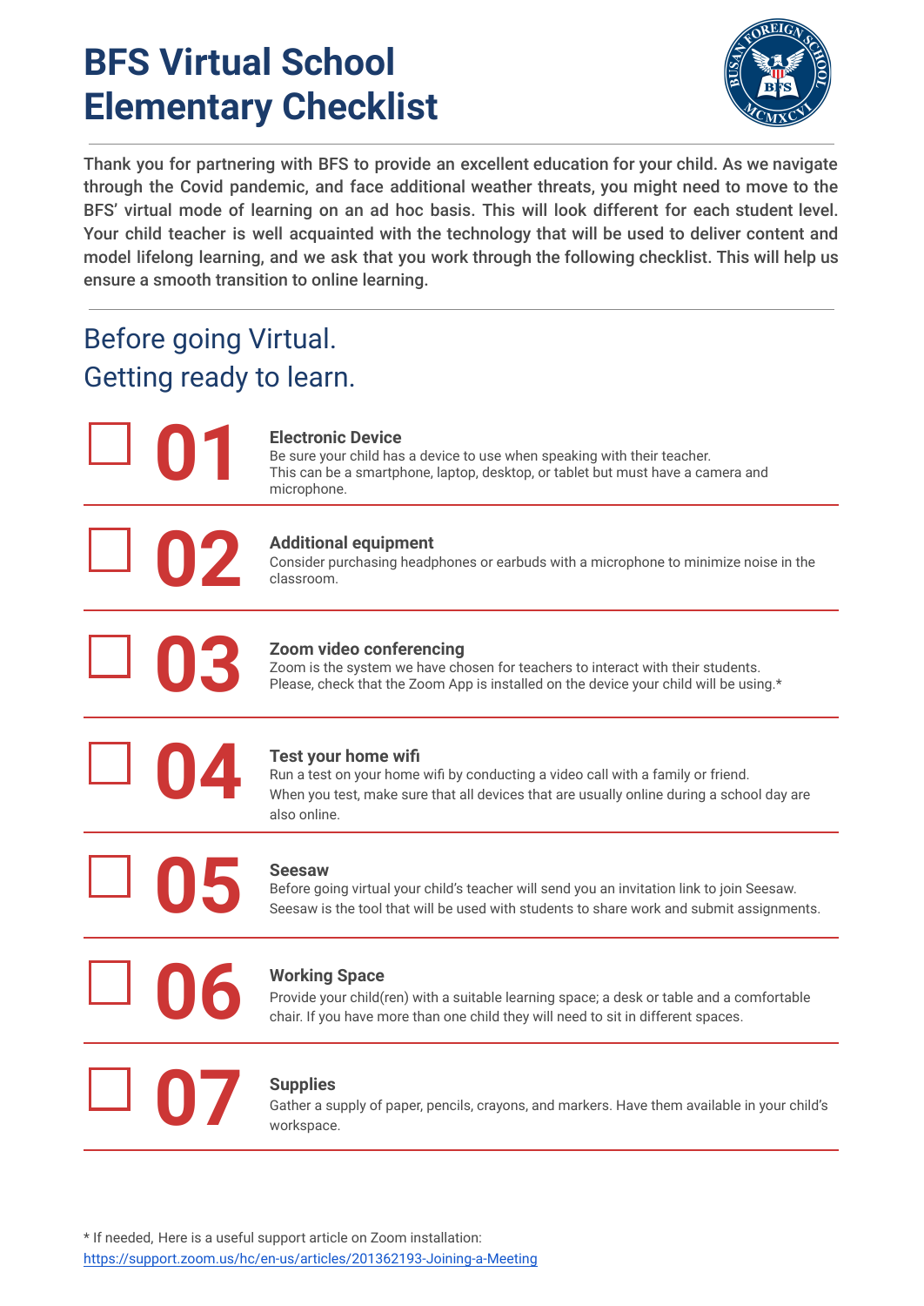# BFS Virtual School Elementary Checklist

Thank you for partnering with BFS to provide an excellent education for your child. As we navigate through the Covid pandemic, and face additional weather threats, you might need to move to the BFS' virtual mode of learning on an ad hoc basis. This will look different for each student level. Your child teacher is well acquainted with the technology that will be used to deliver content and model lifelong learning, and we ask that you work through the following checklist. This will help us ensure a smooth transition to online learning.

## Before going Virtual. Getting ready to learn.

- [ ] **01 Electronic Device**
  Be sure your child has a device to use when speaking with their teacher. This can be a smartphone, laptop, desktop, or tablet but must have a camera and microphone.

- [ ] **02 Additional equipment**
  Consider purchasing headphones or earbuds with a microphone to minimize noise in the classroom.

- [ ] **03 Zoom video conferencing**
  Zoom is the system we have chosen for teachers to interact with their students. Please, check that the Zoom App is installed on the device your child will be using.*

- [ ] **04 Test your home wifi**
  Run a test on your home wifi by conducting a video call with a family or friend. When you test, make sure that all devices that are usually online during a school day are also online.

- [ ] **05 Seesaw**
  Before going virtual your child's teacher will send you an invitation link to join Seesaw. Seesaw is the tool that will be used with students to share work and submit assignments.

- [ ] **06 Working Space**
  Provide your child(ren) with a suitable learning space; a desk or table and a comfortable chair. If you have more than one child they will need to sit in different spaces.

- [ ] **07 Supplies**
  Gather a supply of paper, pencils, crayons, and markers. Have them available in your child's workspace.

* If needed, Here is a useful support article on Zoom installation: https://support.zoom.us/hc/en-us/articles/201362193-Joining-a-Meeting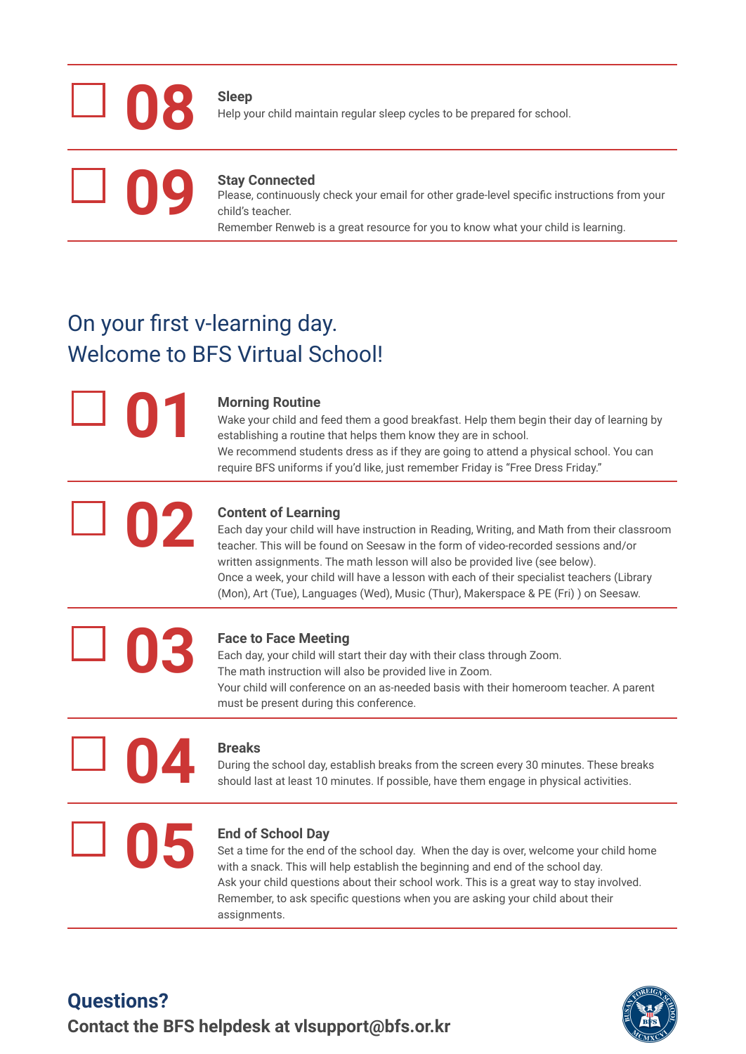- [ ] **08** **Sleep**
  Help your child maintain regular sleep cycles to be prepared for school.

- [ ] **09** **Stay Connected**
  Please, continuously check your email for other grade-level specific instructions from your child's teacher.
  Remember Renweb is a great resource for you to know what your child is learning.

## On your first v-learning day.
## Welcome to BFS Virtual School!

- [ ] **01** **Morning Routine**
  Wake your child and feed them a good breakfast. Help them begin their day of learning by establishing a routine that helps them know they are in school.
  We recommend students dress as if they are going to attend a physical school. You can require BFS uniforms if you'd like, just remember Friday is "Free Dress Friday."

- [ ] **02** **Content of Learning**
  Each day your child will have instruction in Reading, Writing, and Math from their classroom teacher. This will be found on Seesaw in the form of video-recorded sessions and/or written assignments. The math lesson will also be provided live (see below).
  Once a week, your child will have a lesson with each of their specialist teachers (Library (Mon), Art (Tue), Languages (Wed), Music (Thur), Makerspace & PE (Fri) ) on Seesaw.

- [ ] **03** **Face to Face Meeting**
  Each day, your child will start their day with their class through Zoom.
  The math instruction will also be provided live in Zoom.
  Your child will conference on an as-needed basis with their homeroom teacher. A parent must be present during this conference.

- [ ] **04** **Breaks**
  During the school day, establish breaks from the screen every 30 minutes. These breaks should last at least 10 minutes. If possible, have them engage in physical activities.

- [ ] **05** **End of School Day**
  Set a time for the end of the school day. When the day is over, welcome your child home with a snack. This will help establish the beginning and end of the school day.
  Ask your child questions about their school work. This is a great way to stay involved. Remember, to ask specific questions when you are asking your child about their assignments.

**Questions?**
**Contact the BFS helpdesk at vlsupport@bfs.or.kr**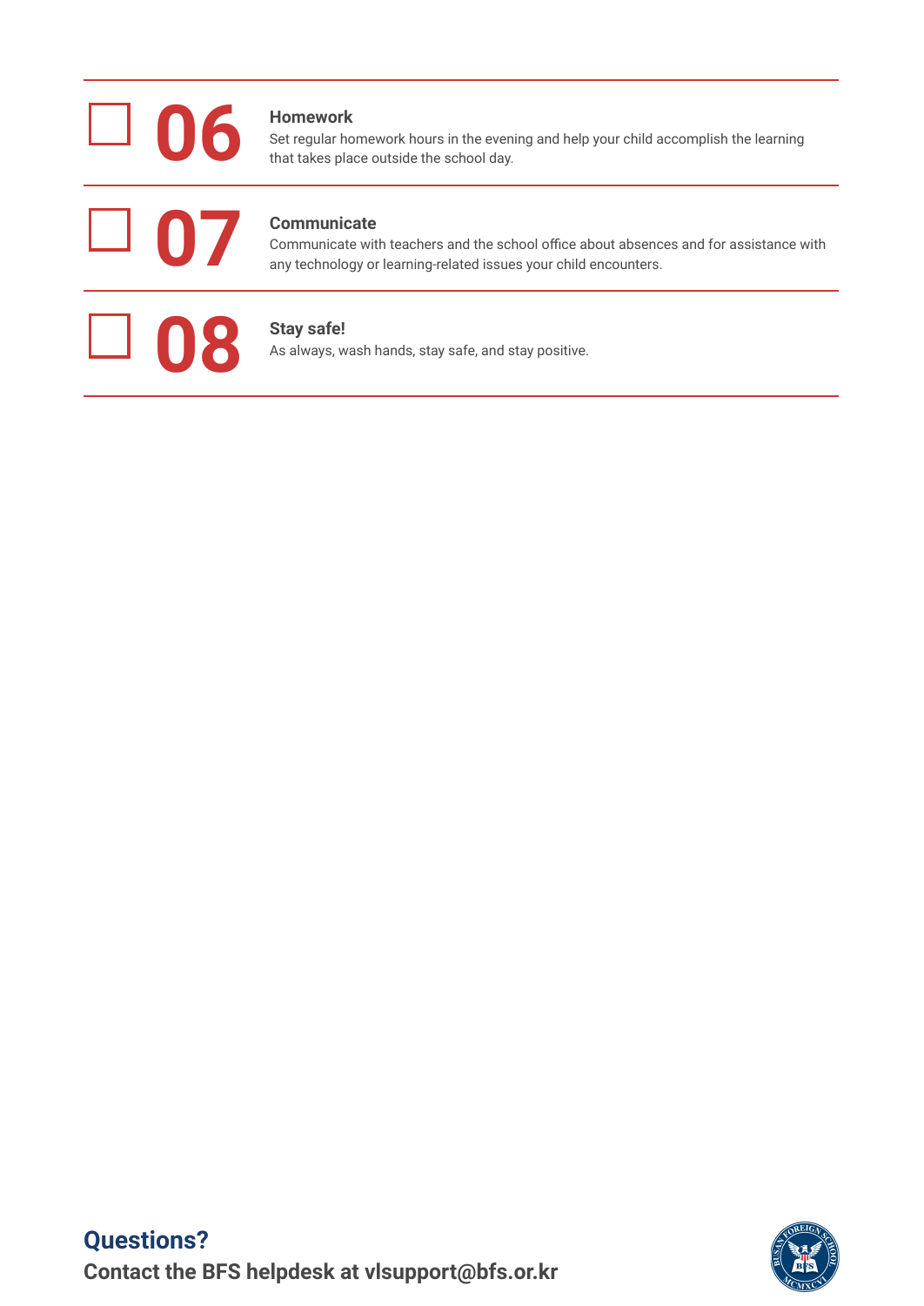- [ ] **06** **Homework**
Set regular homework hours in the evening and help your child accomplish the learning that takes place outside the school day.

- [ ] **07** **Communicate**
Communicate with teachers and the school office about absences and for assistance with any technology or learning-related issues your child encounters.

- [ ] **08** **Stay safe!**
As always, wash hands, stay safe, and stay positive.

## Questions?

**Contact the BFS helpdesk at vlsupport@bfs.or.kr**